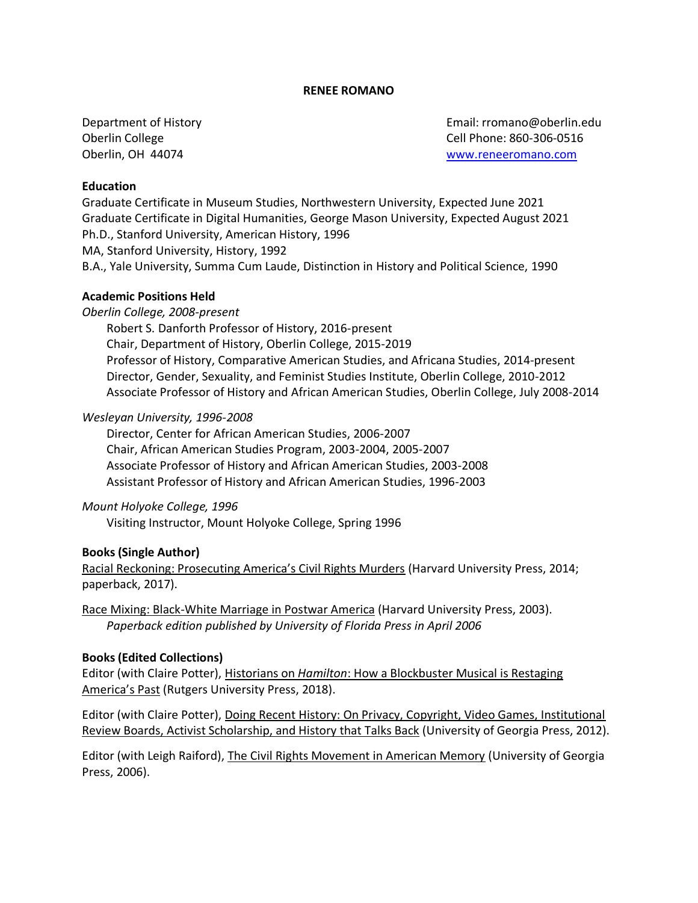# RENEE ROMANO

Department of History
Oberlin College
Oberlin, OH 44074

Email: rromano@oberlin.edu
Cell Phone: 860-306-0516
www.reneeromano.com

**Education**

Graduate Certificate in Museum Studies, Northwestern University, Expected June 2021
Graduate Certificate in Digital Humanities, George Mason University, Expected August 2021
Ph.D., Stanford University, American History, 1996
MA, Stanford University, History, 1992
B.A., Yale University, Summa Cum Laude, Distinction in History and Political Science, 1990

**Academic Positions Held**

*Oberlin College, 2008-present*

Robert S. Danforth Professor of History, 2016-present
Chair, Department of History, Oberlin College, 2015-2019
Professor of History, Comparative American Studies, and Africana Studies, 2014-present
Director, Gender, Sexuality, and Feminist Studies Institute, Oberlin College, 2010-2012
Associate Professor of History and African American Studies, Oberlin College, July 2008-2014

*Wesleyan University, 1996-2008*

Director, Center for African American Studies, 2006-2007
Chair, African American Studies Program, 2003-2004, 2005-2007
Associate Professor of History and African American Studies, 2003-2008
Assistant Professor of History and African American Studies, 1996-2003

*Mount Holyoke College, 1996*

Visiting Instructor, Mount Holyoke College, Spring 1996

**Books (Single Author)**

Racial Reckoning: Prosecuting America's Civil Rights Murders (Harvard University Press, 2014; paperback, 2017).

Race Mixing: Black-White Marriage in Postwar America (Harvard University Press, 2003).
*Paperback edition published by University of Florida Press in April 2006*

**Books (Edited Collections)**

Editor (with Claire Potter), Historians on *Hamilton*: How a Blockbuster Musical is Restaging America's Past (Rutgers University Press, 2018).

Editor (with Claire Potter), Doing Recent History: On Privacy, Copyright, Video Games, Institutional Review Boards, Activist Scholarship, and History that Talks Back (University of Georgia Press, 2012).

Editor (with Leigh Raiford), The Civil Rights Movement in American Memory (University of Georgia Press, 2006).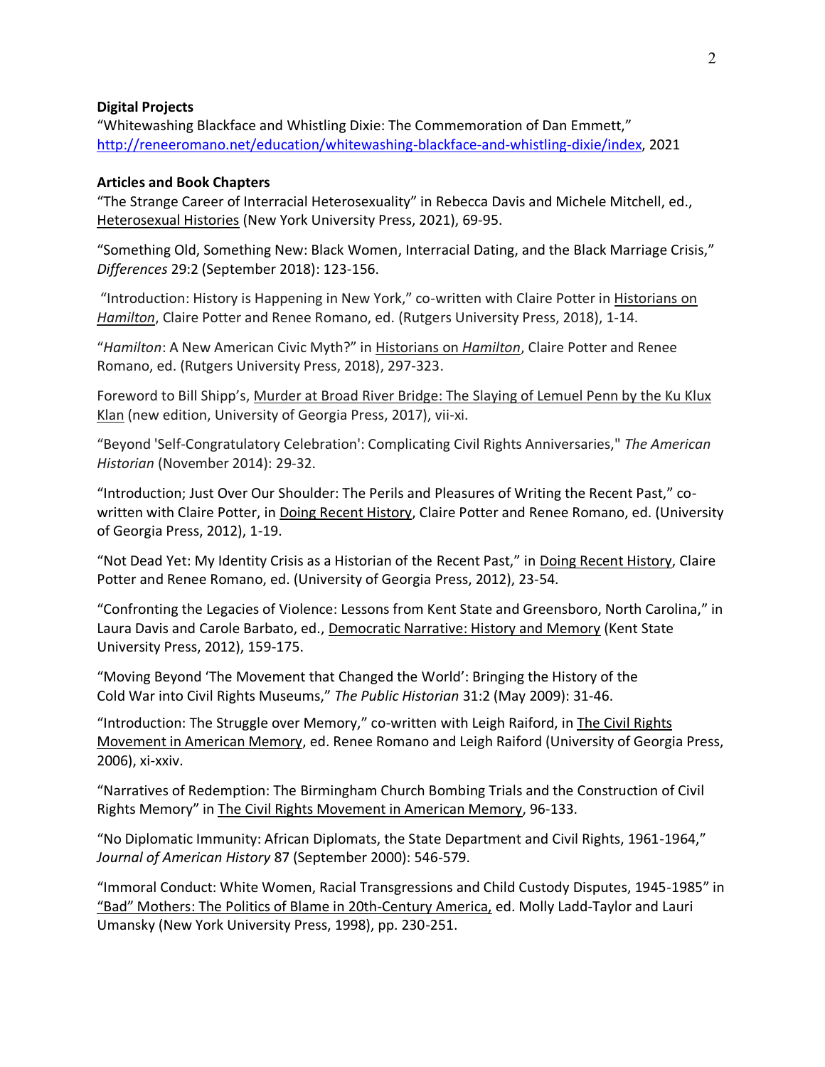**Digital Projects**

"Whitewashing Blackface and Whistling Dixie: The Commemoration of Dan Emmett," http://reneeromano.net/education/whitewashing-blackface-and-whistling-dixie/index, 2021

**Articles and Book Chapters**

"The Strange Career of Interracial Heterosexuality" in Rebecca Davis and Michele Mitchell, ed., Heterosexual Histories (New York University Press, 2021), 69-95.

"Something Old, Something New: Black Women, Interracial Dating, and the Black Marriage Crisis," *Differences* 29:2 (September 2018): 123-156.

"Introduction: History is Happening in New York," co-written with Claire Potter in Historians on *Hamilton*, Claire Potter and Renee Romano, ed. (Rutgers University Press, 2018), 1-14.

"*Hamilton*: A New American Civic Myth?" in Historians on *Hamilton*, Claire Potter and Renee Romano, ed. (Rutgers University Press, 2018), 297-323.

Foreword to Bill Shipp's, Murder at Broad River Bridge: The Slaying of Lemuel Penn by the Ku Klux Klan (new edition, University of Georgia Press, 2017), vii-xi.

"Beyond 'Self-Congratulatory Celebration': Complicating Civil Rights Anniversaries," *The American Historian* (November 2014): 29-32.

"Introduction; Just Over Our Shoulder: The Perils and Pleasures of Writing the Recent Past," co-written with Claire Potter, in Doing Recent History, Claire Potter and Renee Romano, ed. (University of Georgia Press, 2012), 1-19.

"Not Dead Yet: My Identity Crisis as a Historian of the Recent Past," in Doing Recent History, Claire Potter and Renee Romano, ed. (University of Georgia Press, 2012), 23-54.

"Confronting the Legacies of Violence: Lessons from Kent State and Greensboro, North Carolina," in Laura Davis and Carole Barbato, ed., Democratic Narrative: History and Memory (Kent State University Press, 2012), 159-175.

"Moving Beyond 'The Movement that Changed the World': Bringing the History of the Cold War into Civil Rights Museums," *The Public Historian* 31:2 (May 2009): 31-46.

"Introduction: The Struggle over Memory," co-written with Leigh Raiford, in The Civil Rights Movement in American Memory, ed. Renee Romano and Leigh Raiford (University of Georgia Press, 2006), xi-xxiv.

"Narratives of Redemption: The Birmingham Church Bombing Trials and the Construction of Civil Rights Memory" in The Civil Rights Movement in American Memory, 96-133.

"No Diplomatic Immunity: African Diplomats, the State Department and Civil Rights, 1961-1964," *Journal of American History* 87 (September 2000): 546-579.

"Immoral Conduct: White Women, Racial Transgressions and Child Custody Disputes, 1945-1985" in "Bad" Mothers: The Politics of Blame in 20th-Century America, ed. Molly Ladd-Taylor and Lauri Umansky (New York University Press, 1998), pp. 230-251.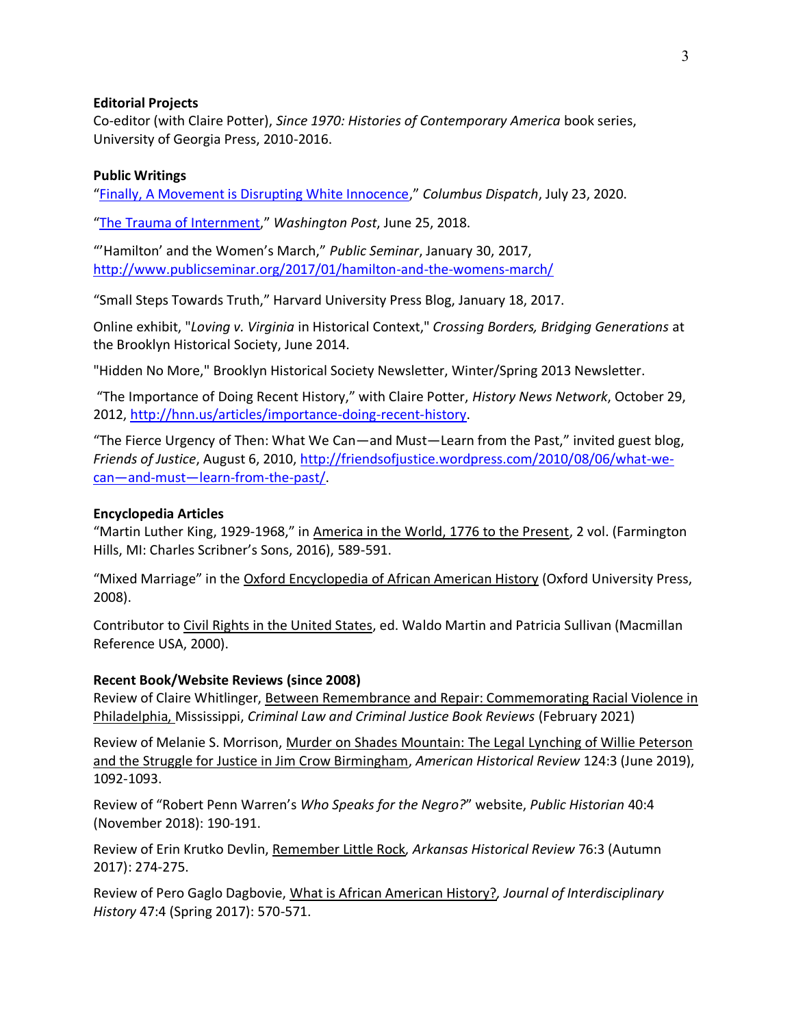**Editorial Projects**

Co-editor (with Claire Potter), *Since 1970: Histories of Contemporary America* book series, University of Georgia Press, 2010-2016.

**Public Writings**

"[Finally, A Movement is Disrupting White Innocence](),"*Columbus Dispatch*, July 23, 2020.

"[The Trauma of Internment](),"*Washington Post*, June 25, 2018.

"'Hamilton' and the Women's March," *Public Seminar*, January 30, 2017, http://www.publicseminar.org/2017/01/hamilton-and-the-womens-march/

"Small Steps Towards Truth," Harvard University Press Blog, January 18, 2017.

Online exhibit, "*Loving v. Virginia* in Historical Context," *Crossing Borders, Bridging Generations* at the Brooklyn Historical Society, June 2014.

"Hidden No More," Brooklyn Historical Society Newsletter, Winter/Spring 2013 Newsletter.

"The Importance of Doing Recent History," with Claire Potter, *History News Network*, October 29, 2012, http://hnn.us/articles/importance-doing-recent-history.

"The Fierce Urgency of Then: What We Can—and Must—Learn from the Past," invited guest blog, *Friends of Justice*, August 6, 2010, http://friendsofjustice.wordpress.com/2010/08/06/what-we-can—and-must—learn-from-the-past/.

**Encyclopedia Articles**

"Martin Luther King, 1929-1968," in America in the World, 1776 to the Present, 2 vol. (Farmington Hills, MI: Charles Scribner's Sons, 2016), 589-591.

"Mixed Marriage" in the Oxford Encyclopedia of African American History (Oxford University Press, 2008).

Contributor to Civil Rights in the United States, ed. Waldo Martin and Patricia Sullivan (Macmillan Reference USA, 2000).

**Recent Book/Website Reviews (since 2008)**

Review of Claire Whitlinger, Between Remembrance and Repair: Commemorating Racial Violence in Philadelphia, Mississippi, *Criminal Law and Criminal Justice Book Reviews* (February 2021)

Review of Melanie S. Morrison, Murder on Shades Mountain: The Legal Lynching of Willie Peterson and the Struggle for Justice in Jim Crow Birmingham, *American Historical Review* 124:3 (June 2019), 1092-1093.

Review of "Robert Penn Warren's *Who Speaks for the Negro?*" website, *Public Historian* 40:4 (November 2018): 190-191.

Review of Erin Krutko Devlin, Remember Little Rock*, Arkansas Historical Review* 76:3 (Autumn 2017): 274-275.

Review of Pero Gaglo Dagbovie, What is African American History?*, Journal of Interdisciplinary History* 47:4 (Spring 2017): 570-571.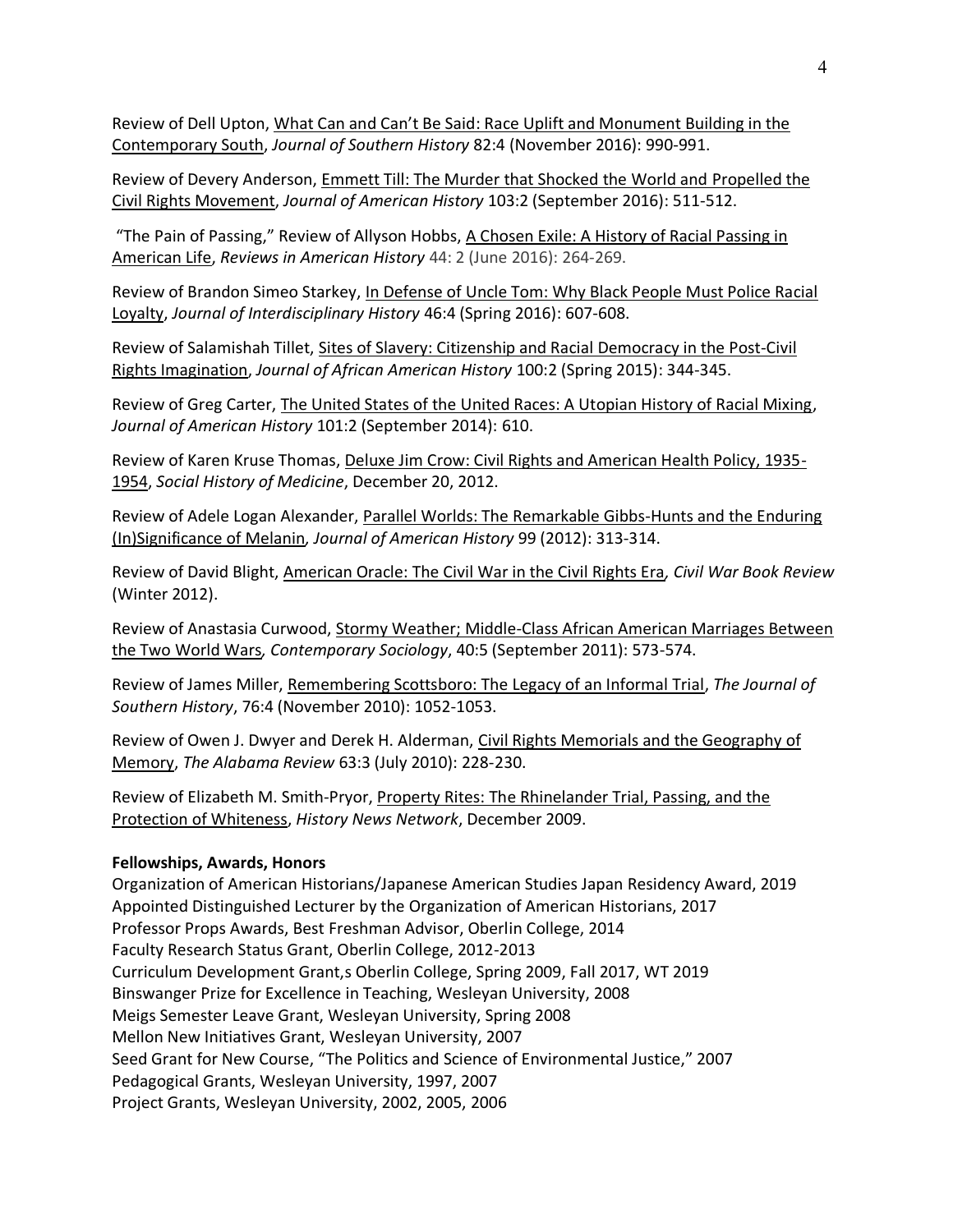Review of Dell Upton, What Can and Can't Be Said: Race Uplift and Monument Building in the Contemporary South, *Journal of Southern History* 82:4 (November 2016): 990-991.

Review of Devery Anderson, Emmett Till: The Murder that Shocked the World and Propelled the Civil Rights Movement, *Journal of American History* 103:2 (September 2016): 511-512.

"The Pain of Passing," Review of Allyson Hobbs, A Chosen Exile: A History of Racial Passing in American Life, *Reviews in American History* 44: 2 (June 2016): 264-269.

Review of Brandon Simeo Starkey, In Defense of Uncle Tom: Why Black People Must Police Racial Loyalty, *Journal of Interdisciplinary History* 46:4 (Spring 2016): 607-608.

Review of Salamishah Tillet, Sites of Slavery: Citizenship and Racial Democracy in the Post-Civil Rights Imagination, *Journal of African American History* 100:2 (Spring 2015): 344-345.

Review of Greg Carter, The United States of the United Races: A Utopian History of Racial Mixing, *Journal of American History* 101:2 (September 2014): 610.

Review of Karen Kruse Thomas, Deluxe Jim Crow: Civil Rights and American Health Policy, 1935-1954, *Social History of Medicine*, December 20, 2012.

Review of Adele Logan Alexander, Parallel Worlds: The Remarkable Gibbs-Hunts and the Enduring (In)Significance of Melanin*, Journal of American History* 99 (2012): 313-314.

Review of David Blight, American Oracle: The Civil War in the Civil Rights Era*, Civil War Book Review* (Winter 2012).

Review of Anastasia Curwood, Stormy Weather; Middle-Class African American Marriages Between the Two World Wars*, Contemporary Sociology*, 40:5 (September 2011): 573-574.

Review of James Miller, Remembering Scottsboro: The Legacy of an Informal Trial, *The Journal of Southern History*, 76:4 (November 2010): 1052-1053.

Review of Owen J. Dwyer and Derek H. Alderman, Civil Rights Memorials and the Geography of Memory, *The Alabama Review* 63:3 (July 2010): 228-230.

Review of Elizabeth M. Smith-Pryor, Property Rites: The Rhinelander Trial, Passing, and the Protection of Whiteness, *History News Network*, December 2009.

**Fellowships, Awards, Honors**

Organization of American Historians/Japanese American Studies Japan Residency Award, 2019
Appointed Distinguished Lecturer by the Organization of American Historians, 2017
Professor Props Awards, Best Freshman Advisor, Oberlin College, 2014
Faculty Research Status Grant, Oberlin College, 2012-2013
Curriculum Development Grant,s Oberlin College, Spring 2009, Fall 2017, WT 2019
Binswanger Prize for Excellence in Teaching, Wesleyan University, 2008
Meigs Semester Leave Grant, Wesleyan University, Spring 2008
Mellon New Initiatives Grant, Wesleyan University, 2007
Seed Grant for New Course, "The Politics and Science of Environmental Justice," 2007
Pedagogical Grants, Wesleyan University, 1997, 2007
Project Grants, Wesleyan University, 2002, 2005, 2006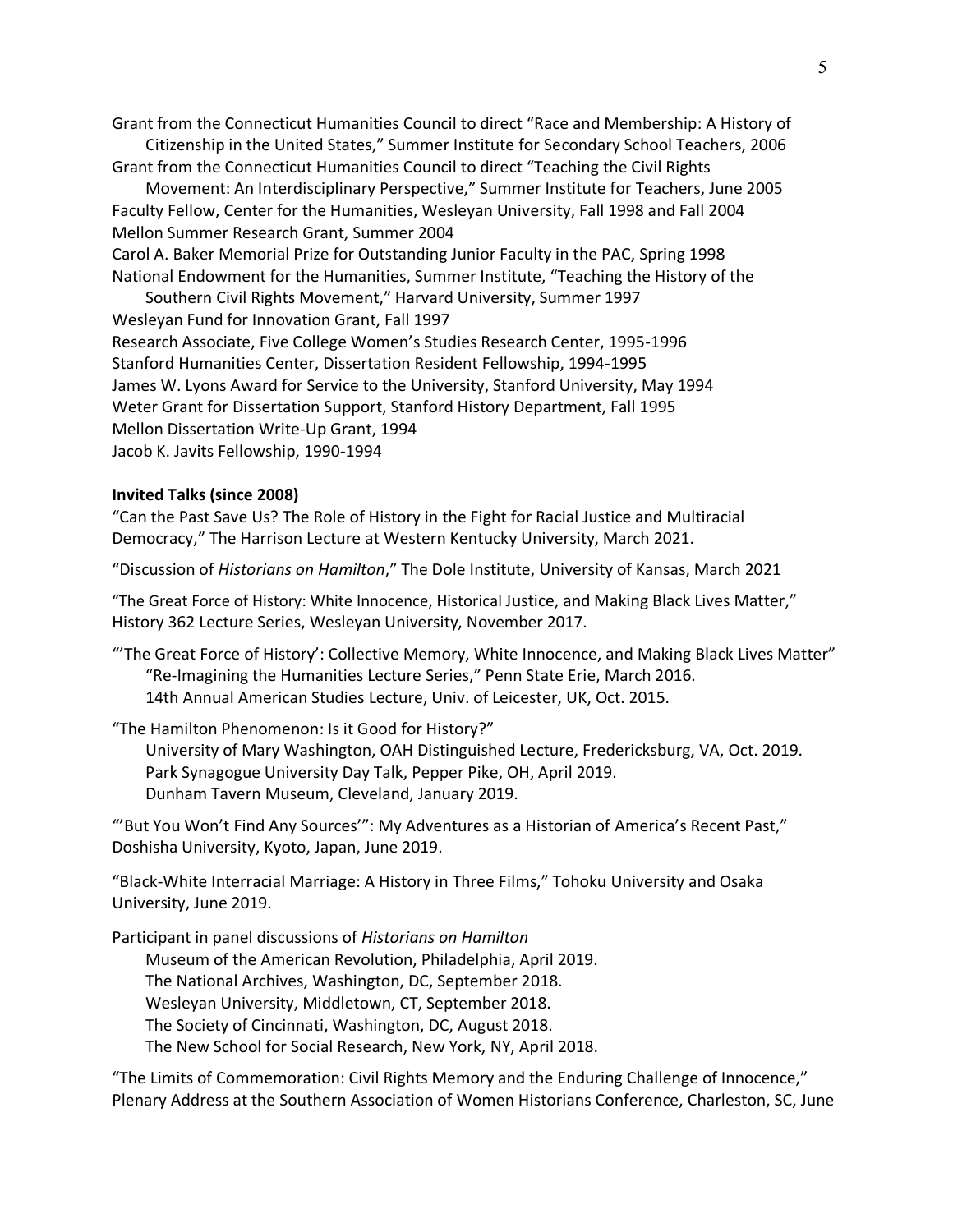Grant from the Connecticut Humanities Council to direct "Race and Membership: A History of Citizenship in the United States," Summer Institute for Secondary School Teachers, 2006
Grant from the Connecticut Humanities Council to direct "Teaching the Civil Rights Movement: An Interdisciplinary Perspective," Summer Institute for Teachers, June 2005
Faculty Fellow, Center for the Humanities, Wesleyan University, Fall 1998 and Fall 2004
Mellon Summer Research Grant, Summer 2004
Carol A. Baker Memorial Prize for Outstanding Junior Faculty in the PAC, Spring 1998
National Endowment for the Humanities, Summer Institute, "Teaching the History of the Southern Civil Rights Movement," Harvard University, Summer 1997
Wesleyan Fund for Innovation Grant, Fall 1997
Research Associate, Five College Women's Studies Research Center, 1995-1996
Stanford Humanities Center, Dissertation Resident Fellowship, 1994-1995
James W. Lyons Award for Service to the University, Stanford University, May 1994
Weter Grant for Dissertation Support, Stanford History Department, Fall 1995
Mellon Dissertation Write-Up Grant, 1994
Jacob K. Javits Fellowship, 1990-1994

**Invited Talks (since 2008)**

"Can the Past Save Us? The Role of History in the Fight for Racial Justice and Multiracial Democracy," The Harrison Lecture at Western Kentucky University, March 2021.

"Discussion of *Historians on Hamilton*," The Dole Institute, University of Kansas, March 2021

"The Great Force of History: White Innocence, Historical Justice, and Making Black Lives Matter," History 362 Lecture Series, Wesleyan University, November 2017.

"'The Great Force of History': Collective Memory, White Innocence, and Making Black Lives Matter"
- "Re-Imagining the Humanities Lecture Series," Penn State Erie, March 2016.
- 14th Annual American Studies Lecture, Univ. of Leicester, UK, Oct. 2015.

"The Hamilton Phenomenon: Is it Good for History?"
- University of Mary Washington, OAH Distinguished Lecture, Fredericksburg, VA, Oct. 2019.
- Park Synagogue University Day Talk, Pepper Pike, OH, April 2019.
- Dunham Tavern Museum, Cleveland, January 2019.

"'But You Won't Find Any Sources'": My Adventures as a Historian of America's Recent Past," Doshisha University, Kyoto, Japan, June 2019.

"Black-White Interracial Marriage: A History in Three Films," Tohoku University and Osaka University, June 2019.

Participant in panel discussions of *Historians on Hamilton*
- Museum of the American Revolution, Philadelphia, April 2019.
- The National Archives, Washington, DC, September 2018.
- Wesleyan University, Middletown, CT, September 2018.
- The Society of Cincinnati, Washington, DC, August 2018.
- The New School for Social Research, New York, NY, April 2018.

"The Limits of Commemoration: Civil Rights Memory and the Enduring Challenge of Innocence," Plenary Address at the Southern Association of Women Historians Conference, Charleston, SC, June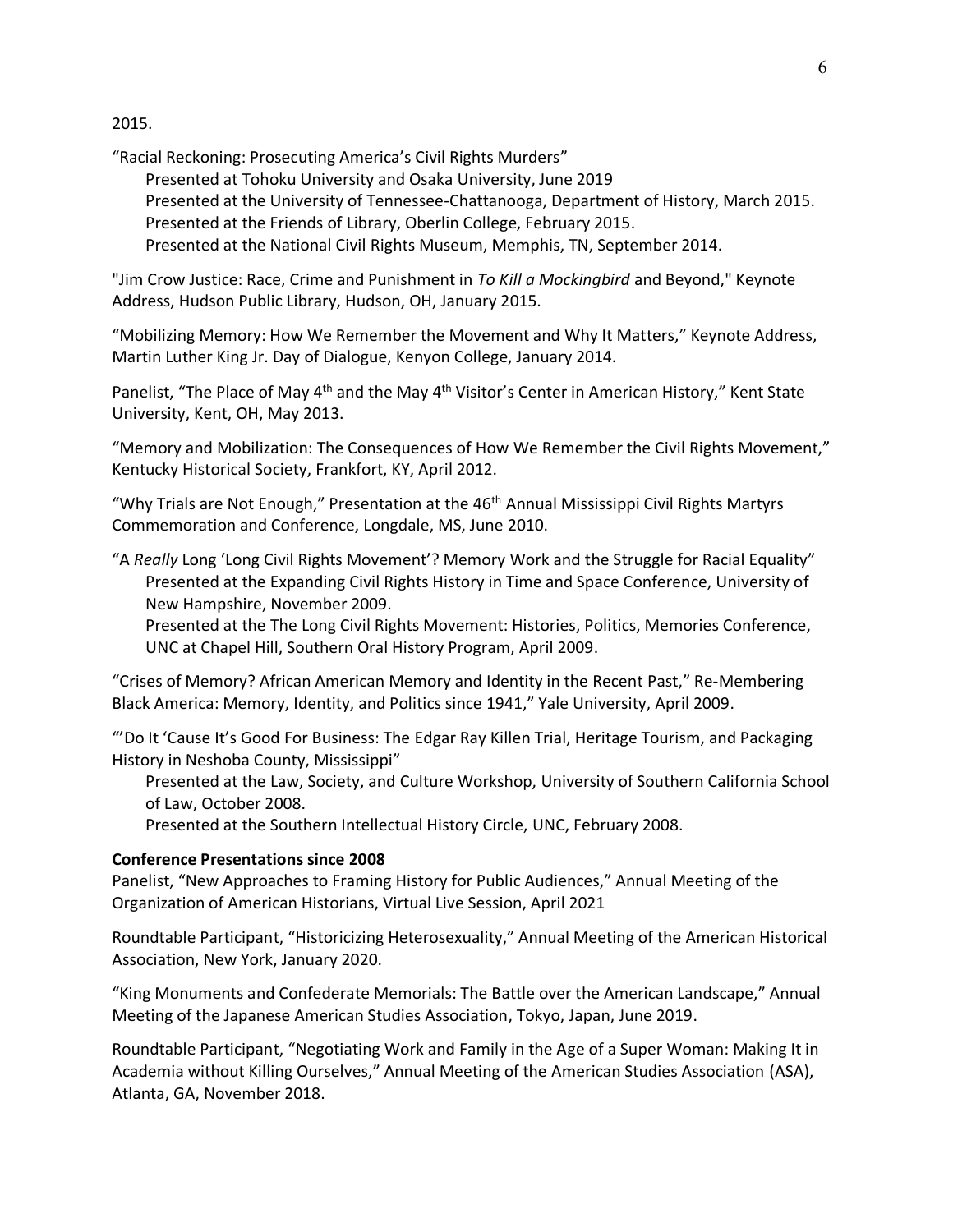2015.

"Racial Reckoning: Prosecuting America's Civil Rights Murders"
Presented at Tohoku University and Osaka University, June 2019
Presented at the University of Tennessee-Chattanooga, Department of History, March 2015.
Presented at the Friends of Library, Oberlin College, February 2015.
Presented at the National Civil Rights Museum, Memphis, TN, September 2014.

"Jim Crow Justice: Race, Crime and Punishment in *To Kill a Mockingbird* and Beyond," Keynote Address, Hudson Public Library, Hudson, OH, January 2015.

"Mobilizing Memory: How We Remember the Movement and Why It Matters," Keynote Address, Martin Luther King Jr. Day of Dialogue, Kenyon College, January 2014.

Panelist, "The Place of May 4th and the May 4th Visitor's Center in American History," Kent State University, Kent, OH, May 2013.

"Memory and Mobilization: The Consequences of How We Remember the Civil Rights Movement," Kentucky Historical Society, Frankfort, KY, April 2012.

"Why Trials are Not Enough," Presentation at the 46th Annual Mississippi Civil Rights Martyrs Commemoration and Conference, Longdale, MS, June 2010.

"A *Really* Long 'Long Civil Rights Movement'? Memory Work and the Struggle for Racial Equality"
Presented at the Expanding Civil Rights History in Time and Space Conference, University of New Hampshire, November 2009.
Presented at the The Long Civil Rights Movement: Histories, Politics, Memories Conference, UNC at Chapel Hill, Southern Oral History Program, April 2009.

"Crises of Memory? African American Memory and Identity in the Recent Past," Re-Membering Black America: Memory, Identity, and Politics since 1941," Yale University, April 2009.

"'Do It 'Cause It's Good For Business: The Edgar Ray Killen Trial, Heritage Tourism, and Packaging History in Neshoba County, Mississippi"
Presented at the Law, Society, and Culture Workshop, University of Southern California School of Law, October 2008.
Presented at the Southern Intellectual History Circle, UNC, February 2008.

**Conference Presentations since 2008**

Panelist, "New Approaches to Framing History for Public Audiences," Annual Meeting of the Organization of American Historians, Virtual Live Session, April 2021

Roundtable Participant, "Historicizing Heterosexuality," Annual Meeting of the American Historical Association, New York, January 2020.

"King Monuments and Confederate Memorials: The Battle over the American Landscape," Annual Meeting of the Japanese American Studies Association, Tokyo, Japan, June 2019.

Roundtable Participant, "Negotiating Work and Family in the Age of a Super Woman: Making It in Academia without Killing Ourselves," Annual Meeting of the American Studies Association (ASA), Atlanta, GA, November 2018.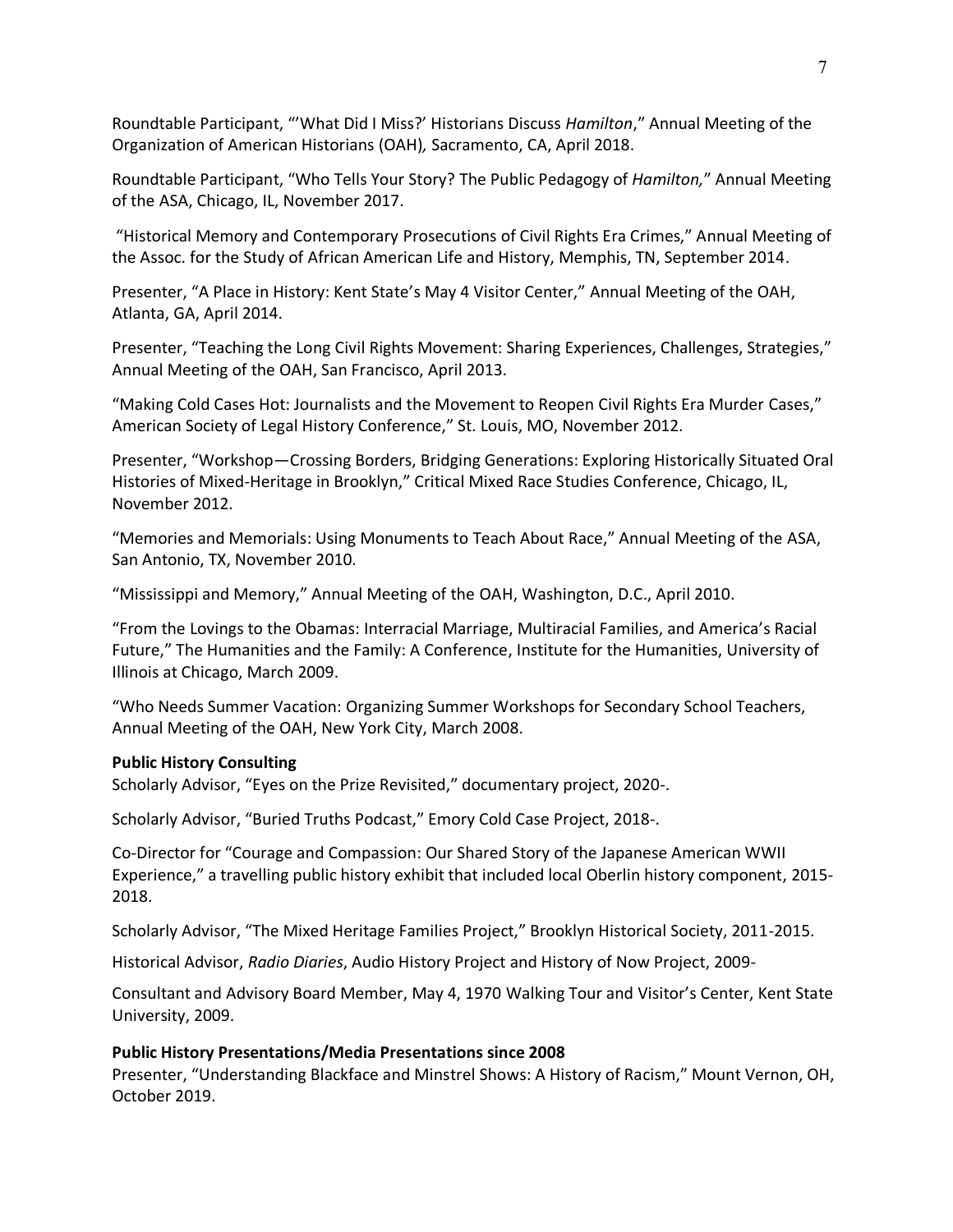Roundtable Participant, "'What Did I Miss?' Historians Discuss *Hamilton*," Annual Meeting of the Organization of American Historians (OAH), Sacramento, CA, April 2018.

Roundtable Participant, "Who Tells Your Story? The Public Pedagogy of *Hamilton,*" Annual Meeting of the ASA, Chicago, IL, November 2017.

"Historical Memory and Contemporary Prosecutions of Civil Rights Era Crimes," Annual Meeting of the Assoc. for the Study of African American Life and History, Memphis, TN, September 2014.

Presenter, "A Place in History: Kent State's May 4 Visitor Center," Annual Meeting of the OAH, Atlanta, GA, April 2014.

Presenter, "Teaching the Long Civil Rights Movement: Sharing Experiences, Challenges, Strategies," Annual Meeting of the OAH, San Francisco, April 2013.

"Making Cold Cases Hot: Journalists and the Movement to Reopen Civil Rights Era Murder Cases," American Society of Legal History Conference," St. Louis, MO, November 2012.

Presenter, "Workshop—Crossing Borders, Bridging Generations: Exploring Historically Situated Oral Histories of Mixed-Heritage in Brooklyn," Critical Mixed Race Studies Conference, Chicago, IL, November 2012.

"Memories and Memorials: Using Monuments to Teach About Race," Annual Meeting of the ASA, San Antonio, TX, November 2010.

"Mississippi and Memory," Annual Meeting of the OAH, Washington, D.C., April 2010.

"From the Lovings to the Obamas: Interracial Marriage, Multiracial Families, and America's Racial Future," The Humanities and the Family: A Conference, Institute for the Humanities, University of Illinois at Chicago, March 2009.

"Who Needs Summer Vacation: Organizing Summer Workshops for Secondary School Teachers, Annual Meeting of the OAH, New York City, March 2008.

**Public History Consulting**

Scholarly Advisor, "Eyes on the Prize Revisited," documentary project, 2020-.

Scholarly Advisor, "Buried Truths Podcast," Emory Cold Case Project, 2018-.

Co-Director for "Courage and Compassion: Our Shared Story of the Japanese American WWII Experience," a travelling public history exhibit that included local Oberlin history component, 2015-2018.

Scholarly Advisor, "The Mixed Heritage Families Project," Brooklyn Historical Society, 2011-2015.

Historical Advisor, *Radio Diaries*, Audio History Project and History of Now Project, 2009-

Consultant and Advisory Board Member, May 4, 1970 Walking Tour and Visitor's Center, Kent State University, 2009.

**Public History Presentations/Media Presentations since 2008**

Presenter, "Understanding Blackface and Minstrel Shows: A History of Racism," Mount Vernon, OH, October 2019.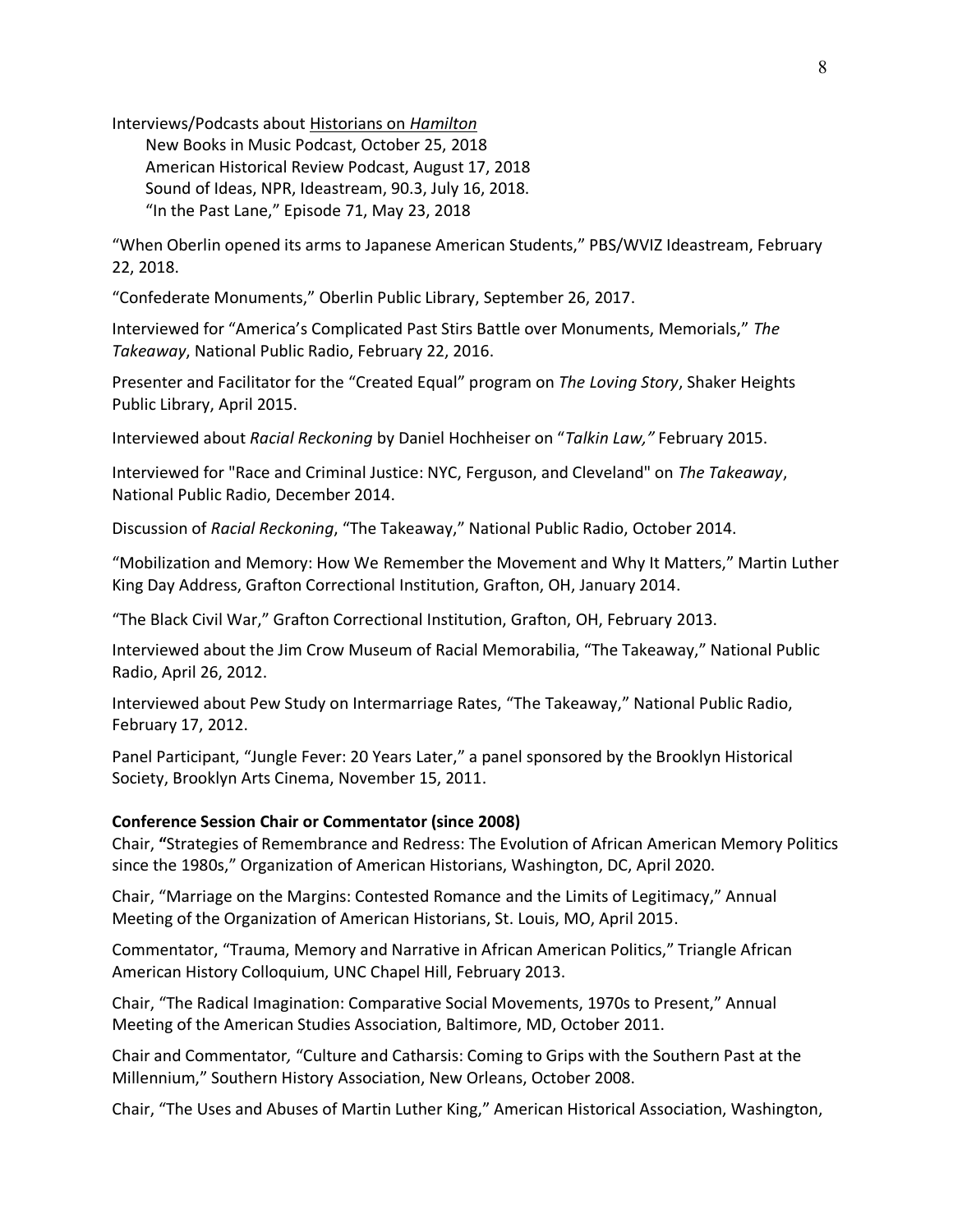Interviews/Podcasts about Historians on *Hamilton*

- New Books in Music Podcast, October 25, 2018
- American Historical Review Podcast, August 17, 2018
- Sound of Ideas, NPR, Ideastream, 90.3, July 16, 2018.
- "In the Past Lane," Episode 71, May 23, 2018

"When Oberlin opened its arms to Japanese American Students," PBS/WVIZ Ideastream, February 22, 2018.

"Confederate Monuments," Oberlin Public Library, September 26, 2017.

Interviewed for "America's Complicated Past Stirs Battle over Monuments, Memorials," *The Takeaway*, National Public Radio, February 22, 2016.

Presenter and Facilitator for the "Created Equal" program on *The Loving Story*, Shaker Heights Public Library, April 2015.

Interviewed about *Racial Reckoning* by Daniel Hochheiser on "*Talkin Law,"* February 2015.

Interviewed for "Race and Criminal Justice: NYC, Ferguson, and Cleveland" on *The Takeaway*, National Public Radio, December 2014.

Discussion of *Racial Reckoning*, "The Takeaway," National Public Radio, October 2014.

"Mobilization and Memory: How We Remember the Movement and Why It Matters," Martin Luther King Day Address, Grafton Correctional Institution, Grafton, OH, January 2014.

"The Black Civil War," Grafton Correctional Institution, Grafton, OH, February 2013.

Interviewed about the Jim Crow Museum of Racial Memorabilia, "The Takeaway," National Public Radio, April 26, 2012.

Interviewed about Pew Study on Intermarriage Rates, "The Takeaway," National Public Radio, February 17, 2012.

Panel Participant, "Jungle Fever: 20 Years Later," a panel sponsored by the Brooklyn Historical Society, Brooklyn Arts Cinema, November 15, 2011.

**Conference Session Chair or Commentator (since 2008)**

Chair, **"**Strategies of Remembrance and Redress: The Evolution of African American Memory Politics since the 1980s," Organization of American Historians, Washington, DC, April 2020.

Chair, "Marriage on the Margins: Contested Romance and the Limits of Legitimacy," Annual Meeting of the Organization of American Historians, St. Louis, MO, April 2015.

Commentator, "Trauma, Memory and Narrative in African American Politics," Triangle African American History Colloquium, UNC Chapel Hill, February 2013.

Chair, "The Radical Imagination: Comparative Social Movements, 1970s to Present," Annual Meeting of the American Studies Association, Baltimore, MD, October 2011.

Chair and Commentator*,* "Culture and Catharsis: Coming to Grips with the Southern Past at the Millennium," Southern History Association, New Orleans, October 2008.

Chair, "The Uses and Abuses of Martin Luther King," American Historical Association, Washington,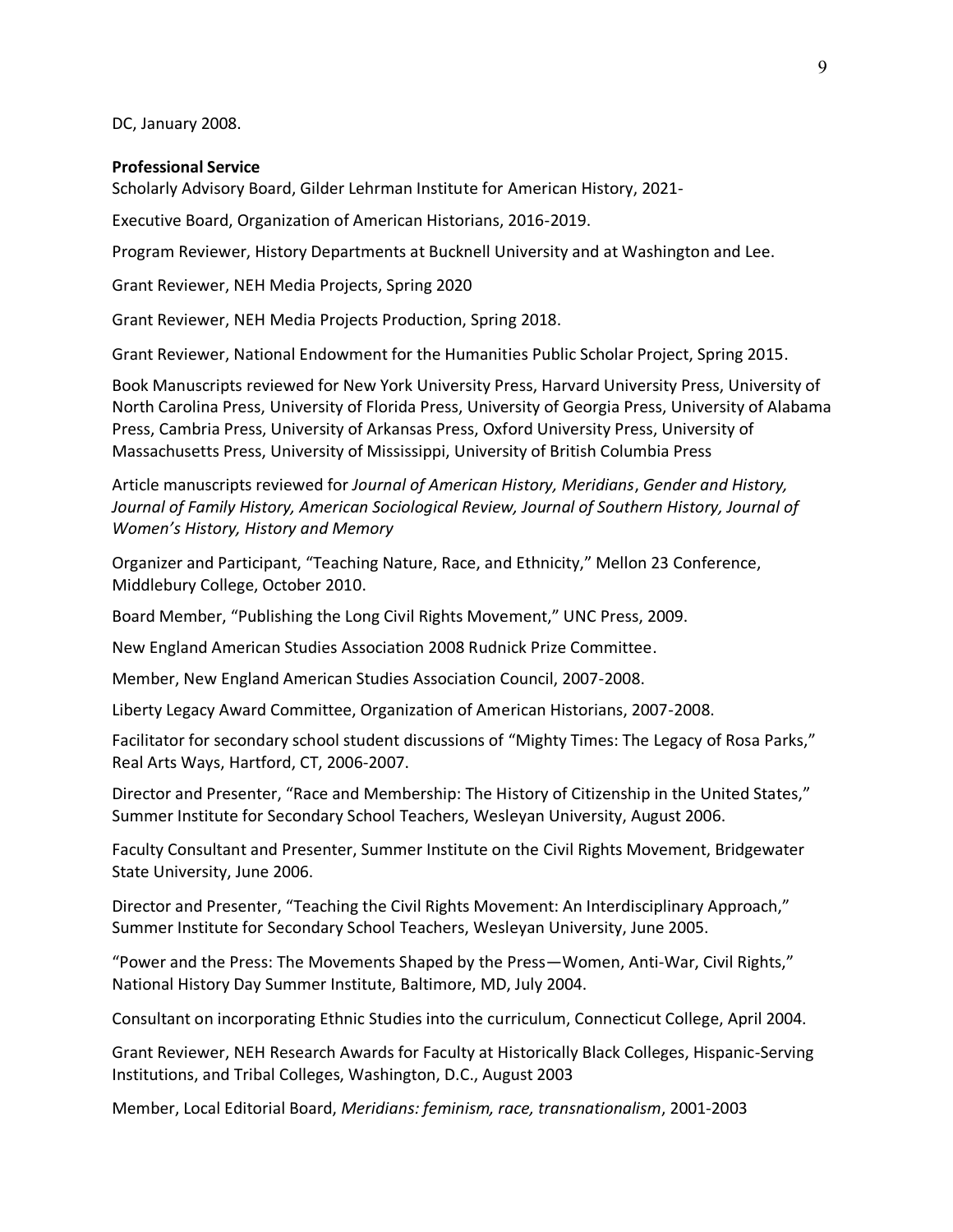DC, January 2008.

**Professional Service**

Scholarly Advisory Board, Gilder Lehrman Institute for American History, 2021-

Executive Board, Organization of American Historians, 2016-2019.

Program Reviewer, History Departments at Bucknell University and at Washington and Lee.

Grant Reviewer, NEH Media Projects, Spring 2020

Grant Reviewer, NEH Media Projects Production, Spring 2018.

Grant Reviewer, National Endowment for the Humanities Public Scholar Project, Spring 2015.

Book Manuscripts reviewed for New York University Press, Harvard University Press, University of North Carolina Press, University of Florida Press, University of Georgia Press, University of Alabama Press, Cambria Press, University of Arkansas Press, Oxford University Press, University of Massachusetts Press, University of Mississippi, University of British Columbia Press

Article manuscripts reviewed for *Journal of American History, Meridians*, *Gender and History, Journal of Family History, American Sociological Review, Journal of Southern History, Journal of Women's History, History and Memory*

Organizer and Participant, "Teaching Nature, Race, and Ethnicity," Mellon 23 Conference, Middlebury College, October 2010.

Board Member, "Publishing the Long Civil Rights Movement," UNC Press, 2009.

New England American Studies Association 2008 Rudnick Prize Committee.

Member, New England American Studies Association Council, 2007-2008.

Liberty Legacy Award Committee, Organization of American Historians, 2007-2008.

Facilitator for secondary school student discussions of "Mighty Times: The Legacy of Rosa Parks," Real Arts Ways, Hartford, CT, 2006-2007.

Director and Presenter, "Race and Membership: The History of Citizenship in the United States," Summer Institute for Secondary School Teachers, Wesleyan University, August 2006.

Faculty Consultant and Presenter, Summer Institute on the Civil Rights Movement, Bridgewater State University, June 2006.

Director and Presenter, "Teaching the Civil Rights Movement: An Interdisciplinary Approach," Summer Institute for Secondary School Teachers, Wesleyan University, June 2005.

"Power and the Press: The Movements Shaped by the Press—Women, Anti-War, Civil Rights," National History Day Summer Institute, Baltimore, MD, July 2004.

Consultant on incorporating Ethnic Studies into the curriculum, Connecticut College, April 2004.

Grant Reviewer, NEH Research Awards for Faculty at Historically Black Colleges, Hispanic-Serving Institutions, and Tribal Colleges, Washington, D.C., August 2003

Member, Local Editorial Board, *Meridians: feminism, race, transnationalism*, 2001-2003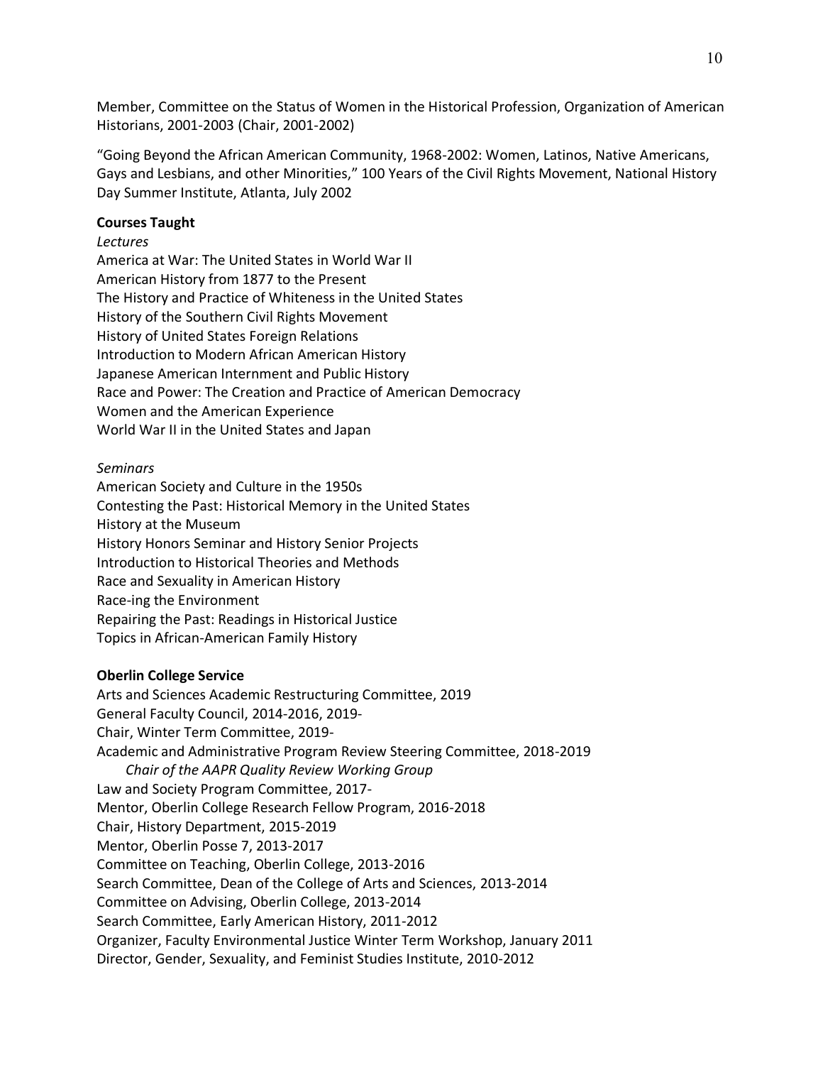Member, Committee on the Status of Women in the Historical Profession, Organization of American Historians, 2001-2003 (Chair, 2001-2002)

"Going Beyond the African American Community, 1968-2002: Women, Latinos, Native Americans, Gays and Lesbians, and other Minorities," 100 Years of the Civil Rights Movement, National History Day Summer Institute, Atlanta, July 2002

**Courses Taught**

*Lectures*

America at War: The United States in World War II
American History from 1877 to the Present
The History and Practice of Whiteness in the United States
History of the Southern Civil Rights Movement
History of United States Foreign Relations
Introduction to Modern African American History
Japanese American Internment and Public History
Race and Power: The Creation and Practice of American Democracy
Women and the American Experience
World War II in the United States and Japan

*Seminars*

American Society and Culture in the 1950s
Contesting the Past: Historical Memory in the United States
History at the Museum
History Honors Seminar and History Senior Projects
Introduction to Historical Theories and Methods
Race and Sexuality in American History
Race-ing the Environment
Repairing the Past: Readings in Historical Justice
Topics in African-American Family History

**Oberlin College Service**

Arts and Sciences Academic Restructuring Committee, 2019
General Faculty Council, 2014-2016, 2019-
Chair, Winter Term Committee, 2019-
Academic and Administrative Program Review Steering Committee, 2018-2019
    *Chair of the AAPR Quality Review Working Group*
Law and Society Program Committee, 2017-
Mentor, Oberlin College Research Fellow Program, 2016-2018
Chair, History Department, 2015-2019
Mentor, Oberlin Posse 7, 2013-2017
Committee on Teaching, Oberlin College, 2013-2016
Search Committee, Dean of the College of Arts and Sciences, 2013-2014
Committee on Advising, Oberlin College, 2013-2014
Search Committee, Early American History, 2011-2012
Organizer, Faculty Environmental Justice Winter Term Workshop, January 2011
Director, Gender, Sexuality, and Feminist Studies Institute, 2010-2012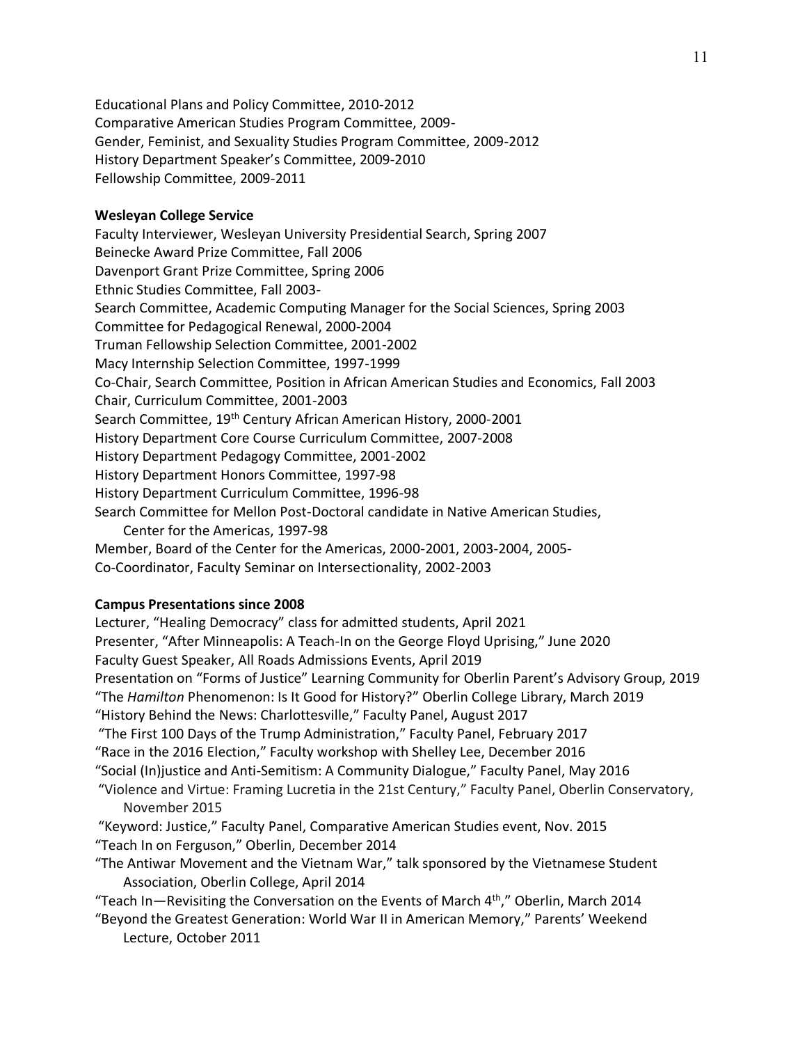Educational Plans and Policy Committee, 2010-2012
Comparative American Studies Program Committee, 2009-
Gender, Feminist, and Sexuality Studies Program Committee, 2009-2012
History Department Speaker's Committee, 2009-2010
Fellowship Committee, 2009-2011

**Wesleyan College Service**

Faculty Interviewer, Wesleyan University Presidential Search, Spring 2007
Beinecke Award Prize Committee, Fall 2006
Davenport Grant Prize Committee, Spring 2006
Ethnic Studies Committee, Fall 2003-
Search Committee, Academic Computing Manager for the Social Sciences, Spring 2003
Committee for Pedagogical Renewal, 2000-2004
Truman Fellowship Selection Committee, 2001-2002
Macy Internship Selection Committee, 1997-1999
Co-Chair, Search Committee, Position in African American Studies and Economics, Fall 2003
Chair, Curriculum Committee, 2001-2003
Search Committee, 19th Century African American History, 2000-2001
History Department Core Course Curriculum Committee, 2007-2008
History Department Pedagogy Committee, 2001-2002
History Department Honors Committee, 1997-98
History Department Curriculum Committee, 1996-98
Search Committee for Mellon Post-Doctoral candidate in Native American Studies, Center for the Americas, 1997-98
Member, Board of the Center for the Americas, 2000-2001, 2003-2004, 2005-
Co-Coordinator, Faculty Seminar on Intersectionality, 2002-2003

**Campus Presentations since 2008**

Lecturer, "Healing Democracy" class for admitted students, April 2021
Presenter, "After Minneapolis: A Teach-In on the George Floyd Uprising," June 2020
Faculty Guest Speaker, All Roads Admissions Events, April 2019
Presentation on "Forms of Justice" Learning Community for Oberlin Parent's Advisory Group, 2019
"The *Hamilton* Phenomenon: Is It Good for History?" Oberlin College Library, March 2019
"History Behind the News: Charlottesville," Faculty Panel, August 2017
"The First 100 Days of the Trump Administration," Faculty Panel, February 2017
"Race in the 2016 Election," Faculty workshop with Shelley Lee, December 2016
"Social (In)justice and Anti-Semitism: A Community Dialogue," Faculty Panel, May 2016
"Violence and Virtue: Framing Lucretia in the 21st Century," Faculty Panel, Oberlin Conservatory, November 2015
"Keyword: Justice," Faculty Panel, Comparative American Studies event, Nov. 2015
"Teach In on Ferguson," Oberlin, December 2014
"The Antiwar Movement and the Vietnam War," talk sponsored by the Vietnamese Student Association, Oberlin College, April 2014
"Teach In—Revisiting the Conversation on the Events of March 4th," Oberlin, March 2014
"Beyond the Greatest Generation: World War II in American Memory," Parents' Weekend Lecture, October 2011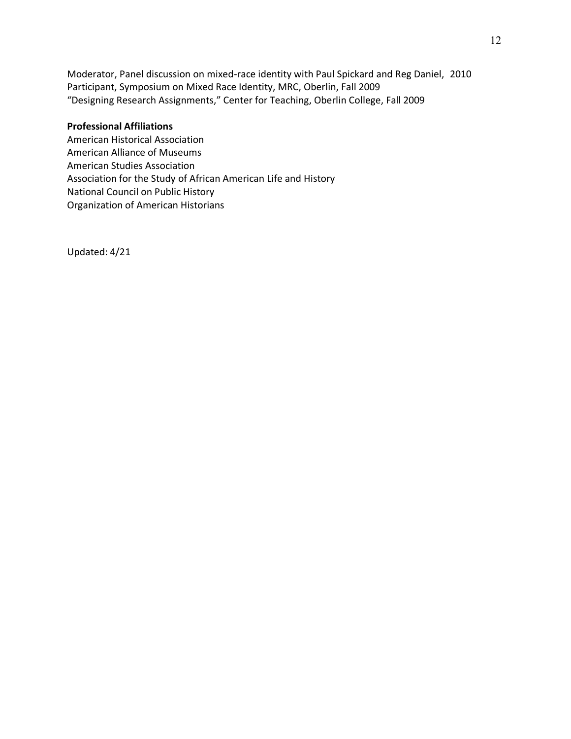Moderator, Panel discussion on mixed-race identity with Paul Spickard and Reg Daniel, 2010
Participant, Symposium on Mixed Race Identity, MRC, Oberlin, Fall 2009
"Designing Research Assignments," Center for Teaching, Oberlin College, Fall 2009

**Professional Affiliations**

American Historical Association
American Alliance of Museums
American Studies Association
Association for the Study of African American Life and History
National Council on Public History
Organization of American Historians

Updated: 4/21